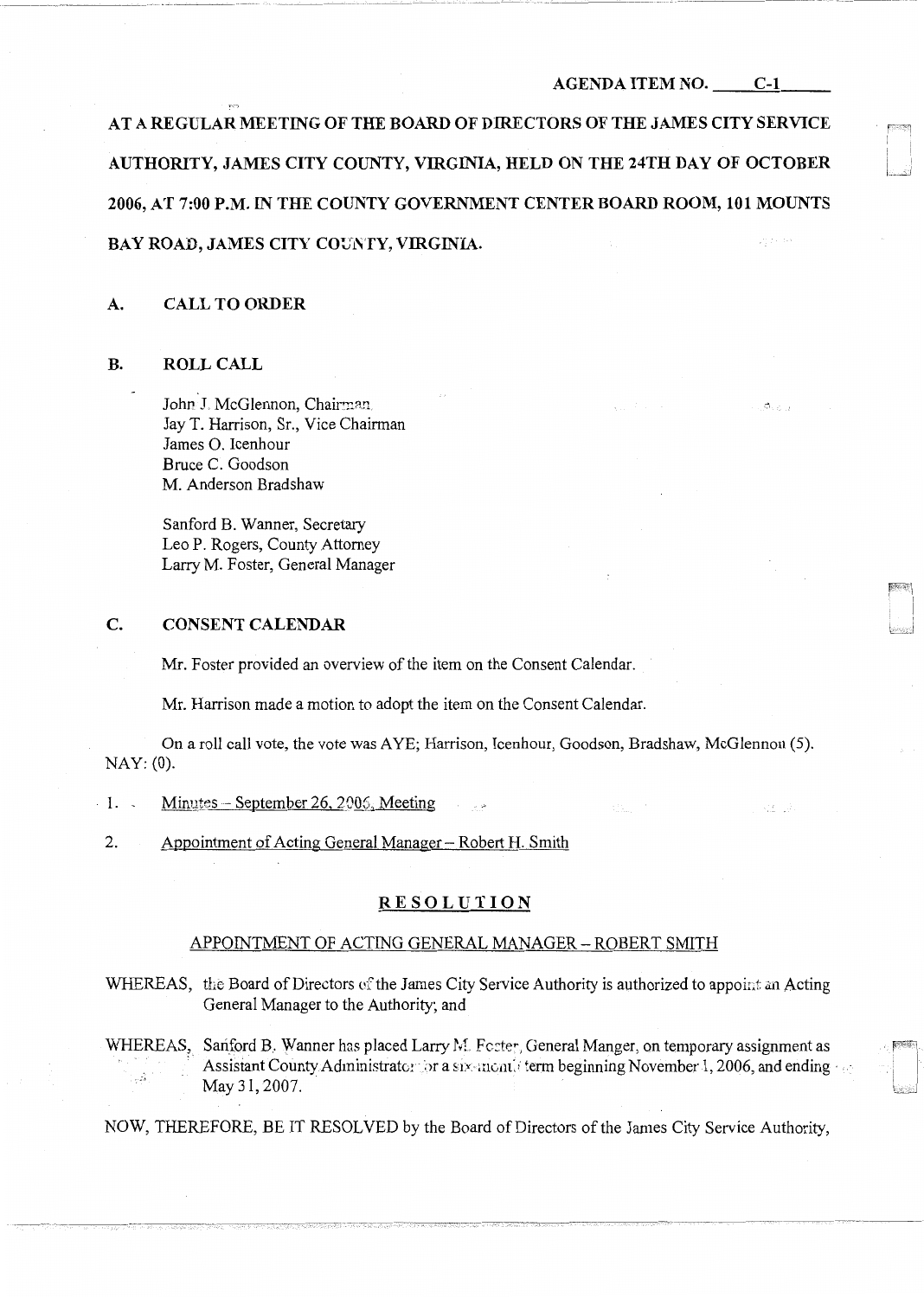AGENDA ITEM NO. C-1

**AT A REGULAR MEETING OF THE BOARD OF DIRECTORS OF THE JAMES CITY SERVICE AUTHORITY, JAMES CITY COUNTY, VIRGINIA, HELD ON THE 24TH DAY OF OCTOBER 2006, AT 7:00 P.M. IN THE COUNTY GOVERNMENT CENTER BOARD ROOM, 101 MOUNTS BAY ROAD, JAMES CITY COUNTY, VIRGINIA.**

**A. CALL TO ORDER**

**B. ROLL CALL**

John J. McGlennon, Chairman
Jay T. Harrison, Sr., Vice Chairman
James O. Icenhour
Bruce C. Goodson
M. Anderson Bradshaw

Sanford B. Wanner, Secretary
Leo P. Rogers, County Attorney
Larry M. Foster, General Manager

**C. CONSENT CALENDAR**

Mr. Foster provided an overview of the item on the Consent Calendar.

Mr. Harrison made a motion to adopt the item on the Consent Calendar.

On a roll call vote, the vote was AYE; Harrison, Icenhour, Goodson, Bradshaw, McGlennon (5). NAY: (0).

1. Minutes – September 26, 2006, Meeting

2. Appointment of Acting General Manager – Robert H. Smith

**RESOLUTION**

APPOINTMENT OF ACTING GENERAL MANAGER – ROBERT SMITH

WHEREAS, the Board of Directors of the James City Service Authority is authorized to appoint an Acting General Manager to the Authority; and

WHEREAS, Sanford B. Wanner has placed Larry M. Foster, General Manger, on temporary assignment as Assistant County Administrator for a six-month term beginning November 1, 2006, and ending May 31, 2007.

NOW, THEREFORE, BE IT RESOLVED by the Board of Directors of the James City Service Authority,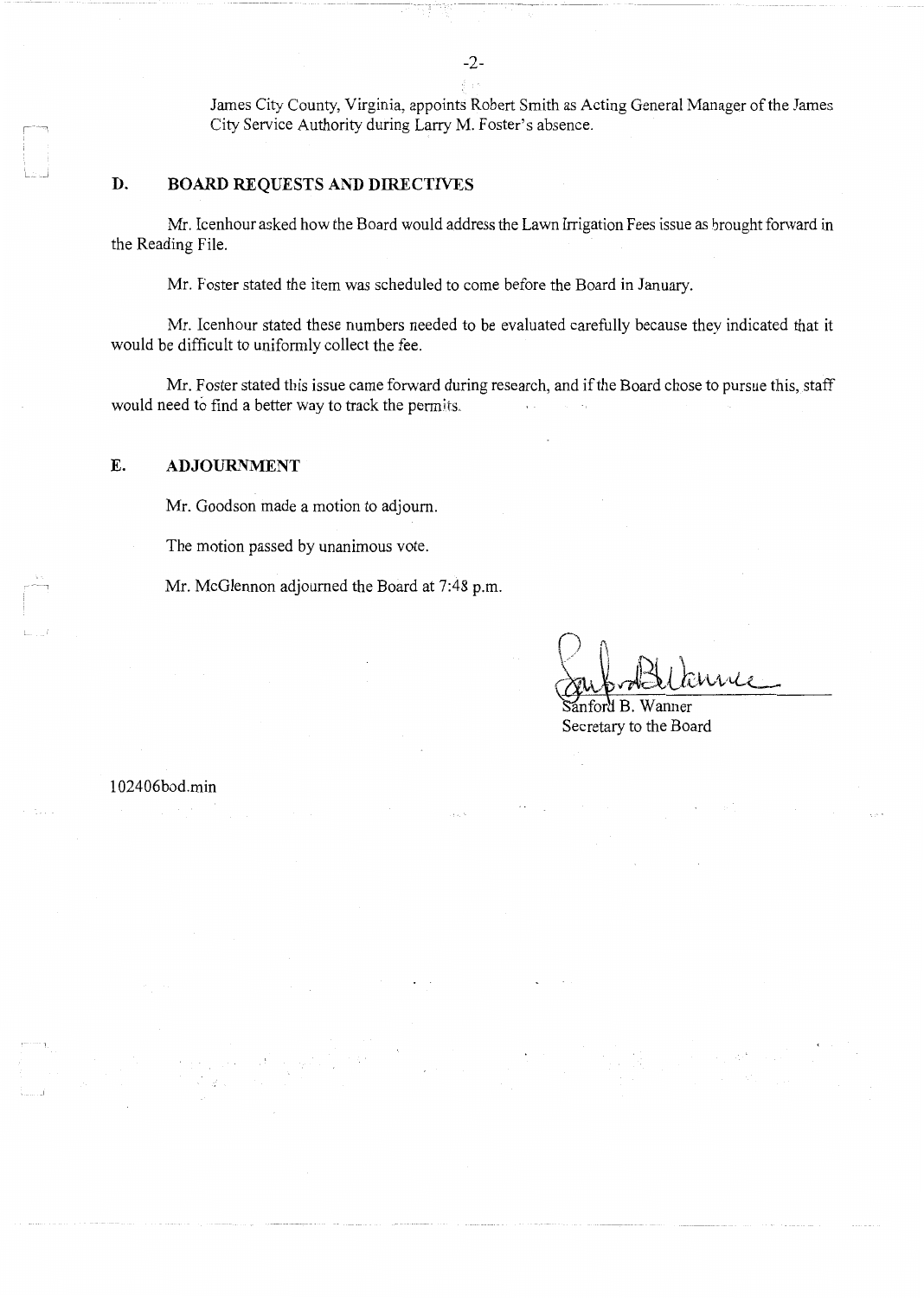James City County, Virginia, appoints Robert Smith as Acting General Manager of the James City Service Authority during Larry M. Foster's absence.

## D. BOARD REQUESTS AND DIRECTIVES

Mr. Icenhour asked how the Board would address the Lawn Irrigation Fees issue as brought forward in the Reading File.

Mr. Foster stated the item was scheduled to come before the Board in January.

Mr. Icenhour stated these numbers needed to be evaluated carefully because they indicated that it would be difficult to uniformly collect the fee.

Mr. Foster stated this issue came forward during research, and if the Board chose to pursue this, staff would need to find a better way to track the permits.

## E. ADJOURNMENT

Mr. Goodson made a motion to adjourn.

The motion passed by unanimous vote.

Mr. McGlennon adjourned the Board at 7:48 p.m.

Sanford B. Wanner
Secretary to the Board

102406bod.min